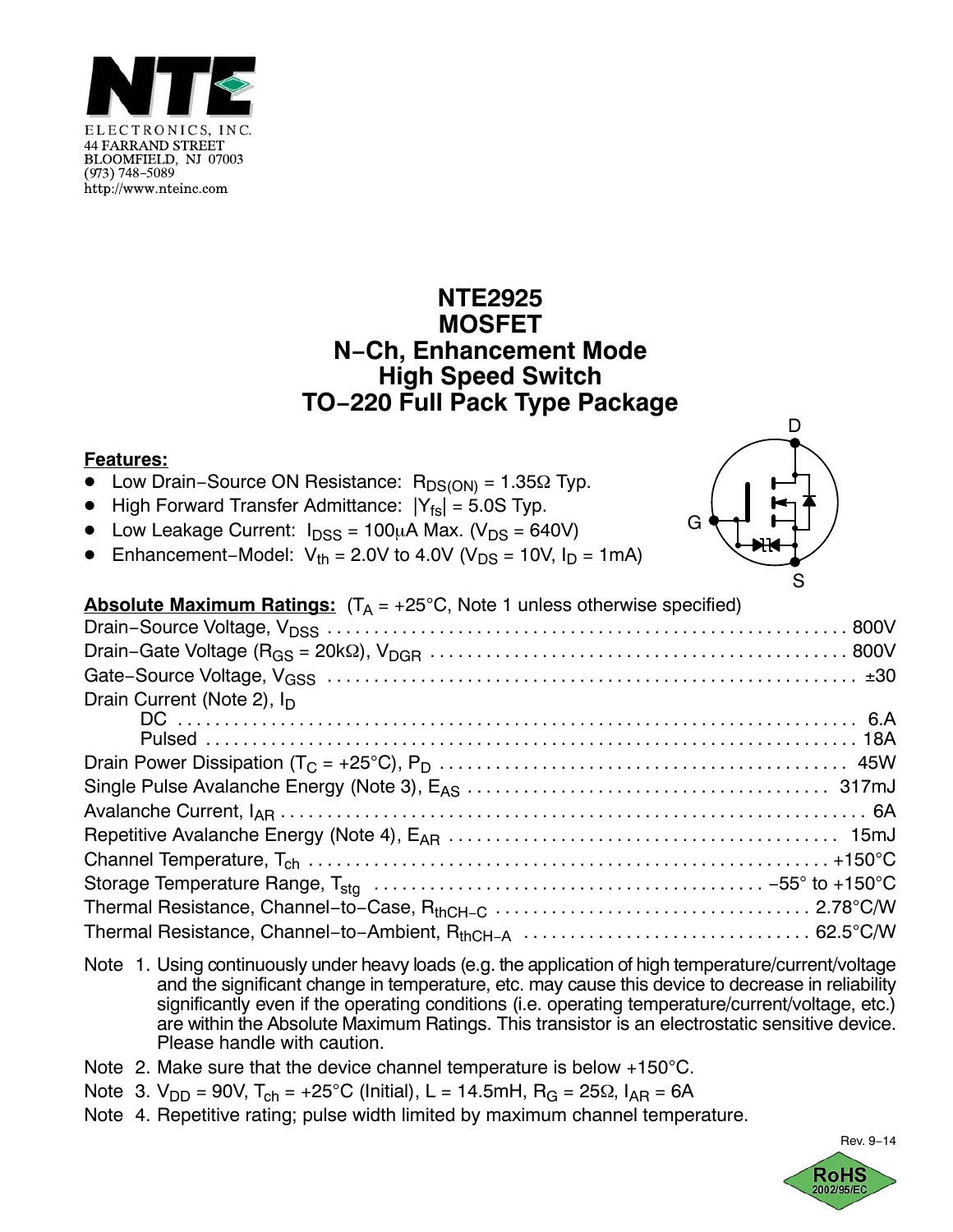NTE ELECTRONICS, INC.
44 FARRAND STREET
BLOOMFIELD, NJ 07003
(973) 748-5089
http://www.nteinc.com

# NTE2925
# MOSFET
# N-Ch, Enhancement Mode
# High Speed Switch
# TO-220 Full Pack Type Package

**Features:**

- Low Drain-Source ON Resistance: $R_{DS(ON)}$ = 1.35Ω Typ.
- High Forward Transfer Admittance: $|Y_{fs}|$ = 5.0S Typ.
- Low Leakage Current: $I_{DSS}$ = 100μA Max. ($V_{DS}$ = 640V)
- Enhancement-Model: $V_{th}$ = 2.0V to 4.0V ($V_{DS}$ = 10V, $I_D$ = 1mA)

**Absolute Maximum Ratings:** ($T_A$ = +25°C, Note 1 unless otherwise specified)

| Parameter | Rating |
|---|---|
| Drain-Source Voltage, $V_{DSS}$ | 800V |
| Drain-Gate Voltage ($R_{GS}$ = 20kΩ), $V_{DGR}$ | 800V |
| Gate-Source Voltage, $V_{GSS}$ | ±30 |
| Drain Current (Note 2), $I_D$ | |
| DC | 6.A |
| Pulsed | 18A |
| Drain Power Dissipation ($T_C$ = +25°C), $P_D$ | 45W |
| Single Pulse Avalanche Energy (Note 3), $E_{AS}$ | 317mJ |
| Avalanche Current, $I_{AR}$ | 6A |
| Repetitive Avalanche Energy (Note 4), $E_{AR}$ | 15mJ |
| Channel Temperature, $T_{ch}$ | +150°C |
| Storage Temperature Range, $T_{stg}$ | −55° to +150°C |
| Thermal Resistance, Channel-to-Case, $R_{thCH-C}$ | 2.78°C/W |
| Thermal Resistance, Channel-to-Ambient, $R_{thCH-A}$ | 62.5°C/W |

Note 1. Using continuously under heavy loads (e.g. the application of high temperature/current/voltage and the significant change in temperature, etc. may cause this device to decrease in reliability significantly even if the operating conditions (i.e. operating temperature/current/voltage, etc.) are within the Absolute Maximum Ratings. This transistor is an electrostatic sensitive device. Please handle with caution.

Note 2. Make sure that the device channel temperature is below +150°C.

Note 3. $V_{DD}$ = 90V, $T_{ch}$ = +25°C (Initial), L = 14.5mH, $R_G$ = 25Ω, $I_{AR}$ = 6A

Note 4. Repetitive rating; pulse width limited by maximum channel temperature.

Rev. 9-14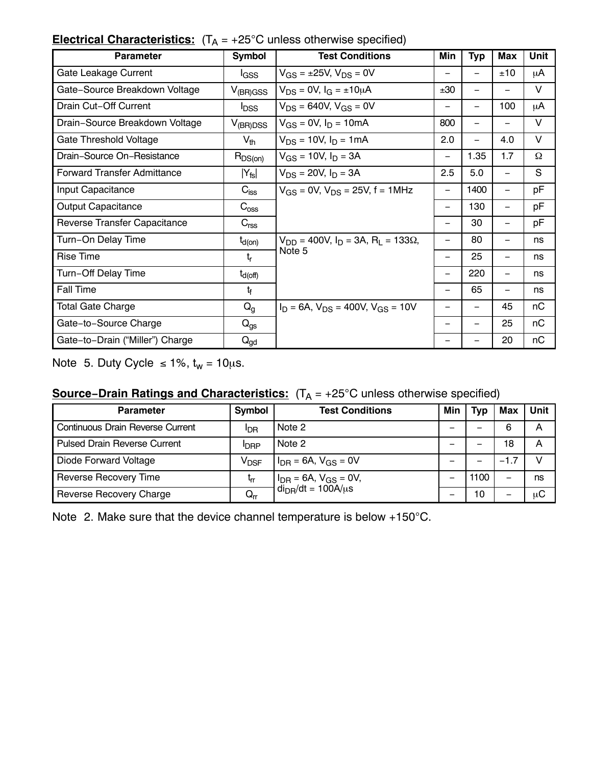**Electrical Characteristics:** ($T_A$ = +25°C unless otherwise specified)

| Parameter | Symbol | Test Conditions | Min | Typ | Max | Unit |
|---|---|---|---|---|---|---|
| Gate Leakage Current | $I_{GSS}$ | $V_{GS}$ = ±25V, $V_{DS}$ = 0V | – | – | ±10 | μA |
| Gate−Source Breakdown Voltage | $V_{(BR)GSS}$ | $V_{DS}$ = 0V, $I_G$ = ±10μA | ±30 | – | – | V |
| Drain Cut−Off Current | $I_{DSS}$ | $V_{DS}$ = 640V, $V_{GS}$ = 0V | – | – | 100 | μA |
| Drain−Source Breakdown Voltage | $V_{(BR)DSS}$ | $V_{GS}$ = 0V, $I_D$ = 10mA | 800 | – | – | V |
| Gate Threshold Voltage | $V_{th}$ | $V_{DS}$ = 10V, $I_D$ = 1mA | 2.0 | – | 4.0 | V |
| Drain−Source On−Resistance | $R_{DS(on)}$ | $V_{GS}$ = 10V, $I_D$ = 3A | – | 1.35 | 1.7 | Ω |
| Forward Transfer Admittance | $\|Y_{fs}\|$ | $V_{DS}$ = 20V, $I_D$ = 3A | 2.5 | 5.0 | – | S |
| Input Capacitance | $C_{iss}$ | $V_{GS}$ = 0V, $V_{DS}$ = 25V, f = 1MHz | – | 1400 | – | pF |
| Output Capacitance | $C_{oss}$ | | – | 130 | – | pF |
| Reverse Transfer Capacitance | $C_{rss}$ | | – | 30 | – | pF |
| Turn−On Delay Time | $t_{d(on)}$ | $V_{DD}$ = 400V, $I_D$ = 3A, $R_L$ = 133Ω, Note 5 | – | 80 | – | ns |
| Rise Time | $t_r$ | | – | 25 | – | ns |
| Turn−Off Delay Time | $t_{d(off)}$ | | – | 220 | – | ns |
| Fall Time | $t_f$ | | – | 65 | – | ns |
| Total Gate Charge | $Q_g$ | $I_D$ = 6A, $V_{DS}$ = 400V, $V_{GS}$ = 10V | – | – | 45 | nC |
| Gate−to−Source Charge | $Q_{gs}$ | | – | – | 25 | nC |
| Gate−to−Drain (“Miller”) Charge | $Q_{gd}$ | | – | – | 20 | nC |

Note 5. Duty Cycle ≤ 1%, $t_w$ = 10μs.

**Source−Drain Ratings and Characteristics:** ($T_A$ = +25°C unless otherwise specified)

| Parameter | Symbol | Test Conditions | Min | Typ | Max | Unit |
|---|---|---|---|---|---|---|
| Continuous Drain Reverse Current | $I_{DR}$ | Note 2 | – | – | 6 | A |
| Pulsed Drain Reverse Current | $I_{DRP}$ | Note 2 | – | – | 18 | A |
| Diode Forward Voltage | $V_{DSF}$ | $I_{DR}$ = 6A, $V_{GS}$ = 0V | – | – | −1.7 | V |
| Reverse Recovery Time | $t_{rr}$ | $I_{DR}$ = 6A, $V_{GS}$ = 0V, $di_{DR}/dt$ = 100A/μs | – | 1100 | – | ns |
| Reverse Recovery Charge | $Q_{rr}$ | | – | 10 | – | μC |

Note 2. Make sure that the device channel temperature is below +150°C.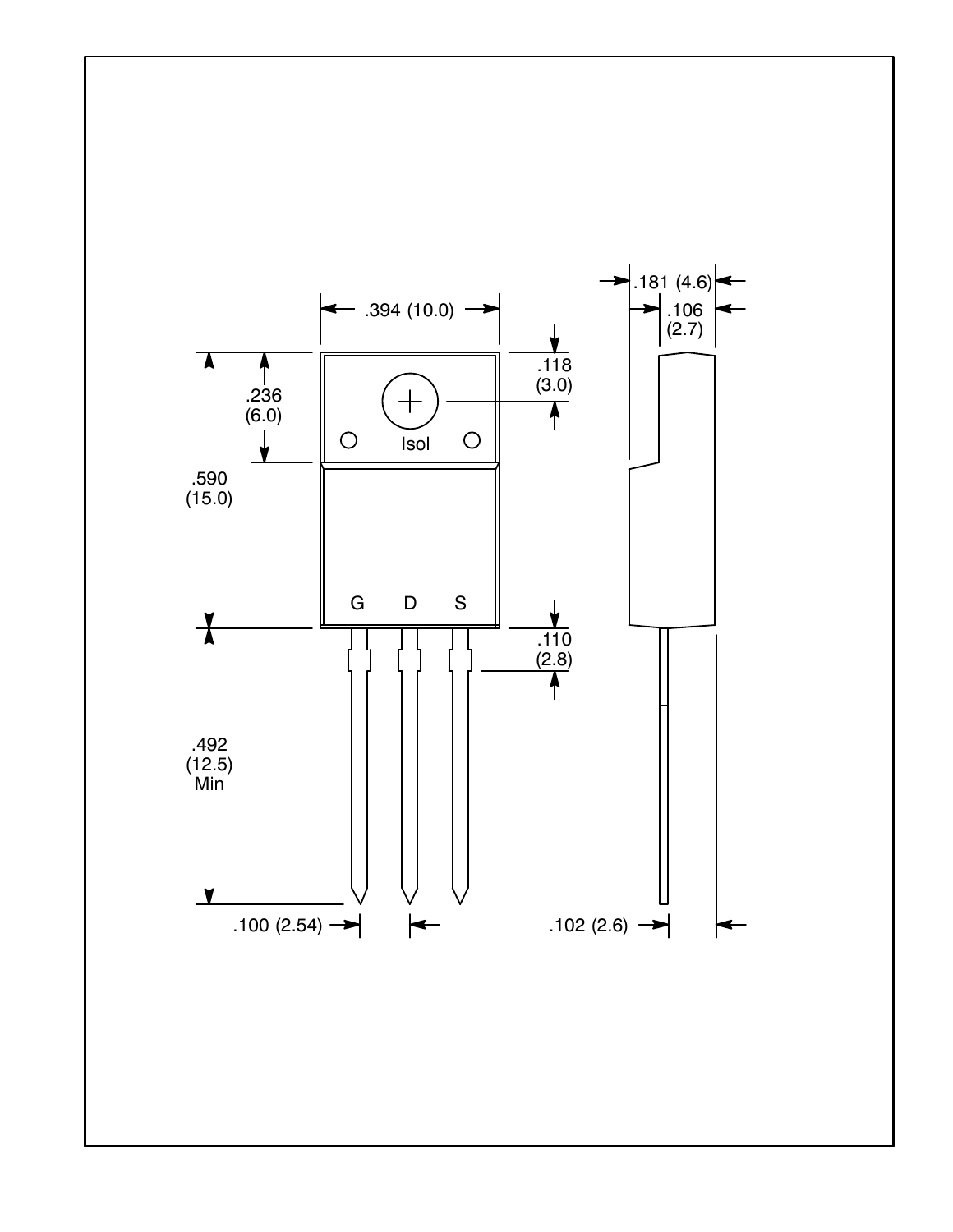.394 (10.0)

.181 (4.6)

.106
(2.7)

.118
(3.0)

.236
(6.0)

.590
(15.0)

Isol

G D S

.110
(2.8)

.492
(12.5)
Min

.100 (2.54)

.102 (2.6)